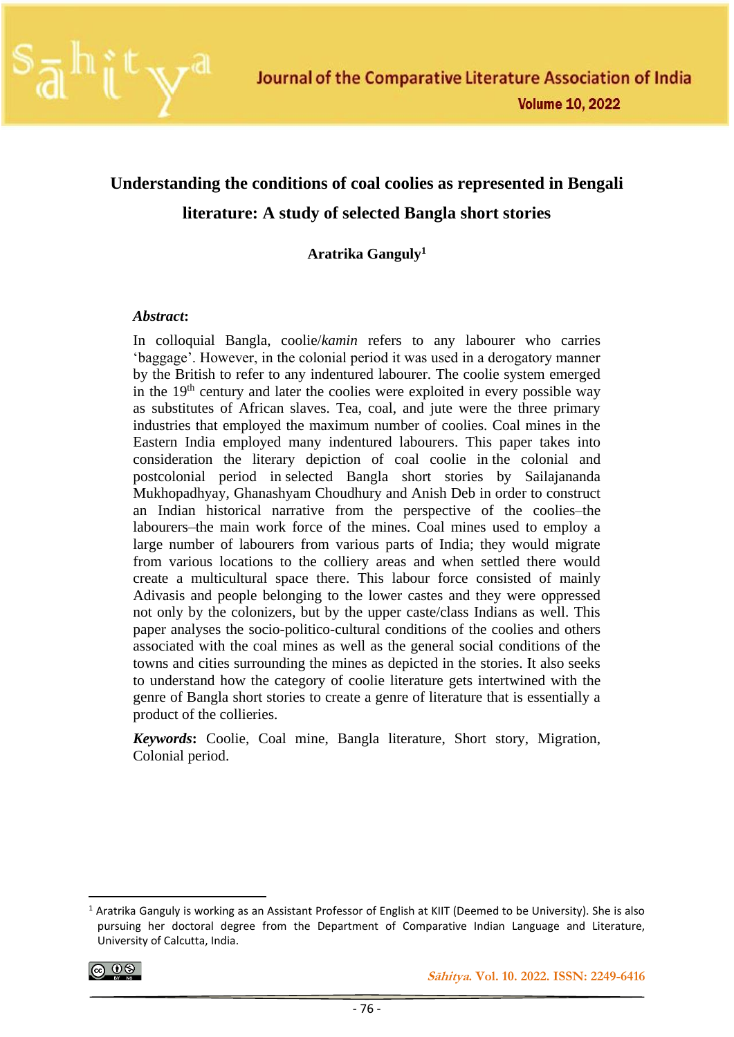# Understanding the conditions of coal coolies as represented in Bengali literature: A study of selected Bangla short stories

**Aratrika Ganguly**[1]

***Abstract*:**

In colloquial Bangla, coolie/*kamin* refers to any labourer who carries 'baggage'. However, in the colonial period it was used in a derogatory manner by the British to refer to any indentured labourer. The coolie system emerged in the 19th century and later the coolies were exploited in every possible way as substitutes of African slaves. Tea, coal, and jute were the three primary industries that employed the maximum number of coolies. Coal mines in the Eastern India employed many indentured labourers. This paper takes into consideration the literary depiction of coal coolie in the colonial and postcolonial period in selected Bangla short stories by Sailajananda Mukhopadhyay, Ghanashyam Choudhury and Anish Deb in order to construct an Indian historical narrative from the perspective of the coolies–the labourers–the main work force of the mines. Coal mines used to employ a large number of labourers from various parts of India; they would migrate from various locations to the colliery areas and when settled there would create a multicultural space there. This labour force consisted of mainly Adivasis and people belonging to the lower castes and they were oppressed not only by the colonizers, but by the upper caste/class Indians as well. This paper analyses the socio-politico-cultural conditions of the coolies and others associated with the coal mines as well as the general social conditions of the towns and cities surrounding the mines as depicted in the stories. It also seeks to understand how the category of coolie literature gets intertwined with the genre of Bangla short stories to create a genre of literature that is essentially a product of the collieries.

***Keywords*:** Coolie, Coal mine, Bangla literature, Short story, Migration, Colonial period.

---

[1] Aratrika Ganguly is working as an Assistant Professor of English at KIIT (Deemed to be University). She is also pursuing her doctoral degree from the Department of Comparative Indian Language and Literature, University of Calcutta, India.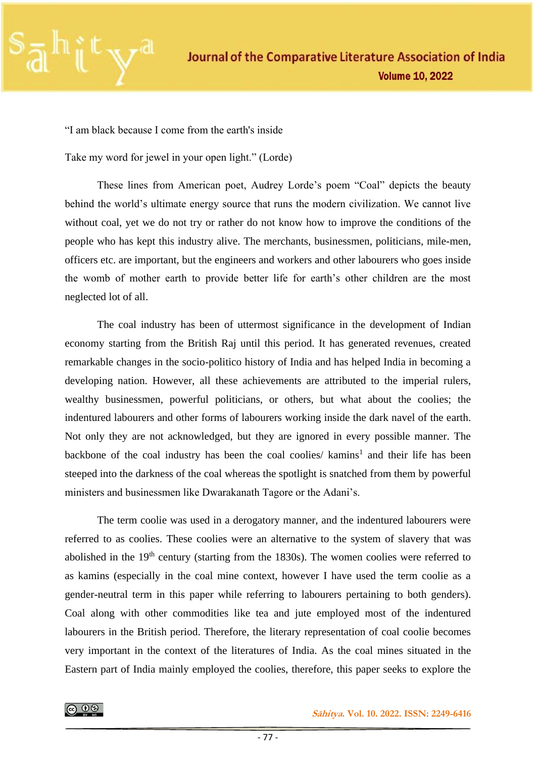"I am black because I come from the earth's inside

Take my word for jewel in your open light." (Lorde)

These lines from American poet, Audrey Lorde's poem "Coal" depicts the beauty behind the world's ultimate energy source that runs the modern civilization. We cannot live without coal, yet we do not try or rather do not know how to improve the conditions of the people who has kept this industry alive. The merchants, businessmen, politicians, mile-men, officers etc. are important, but the engineers and workers and other labourers who goes inside the womb of mother earth to provide better life for earth's other children are the most neglected lot of all.

The coal industry has been of uttermost significance in the development of Indian economy starting from the British Raj until this period. It has generated revenues, created remarkable changes in the socio-politico history of India and has helped India in becoming a developing nation. However, all these achievements are attributed to the imperial rulers, wealthy businessmen, powerful politicians, or others, but what about the coolies; the indentured labourers and other forms of labourers working inside the dark navel of the earth. Not only they are not acknowledged, but they are ignored in every possible manner. The backbone of the coal industry has been the coal coolies/ kamins[1] and their life has been steeped into the darkness of the coal whereas the spotlight is snatched from them by powerful ministers and businessmen like Dwarakanath Tagore or the Adani's.

The term coolie was used in a derogatory manner, and the indentured labourers were referred to as coolies. These coolies were an alternative to the system of slavery that was abolished in the 19th century (starting from the 1830s). The women coolies were referred to as kamins (especially in the coal mine context, however I have used the term coolie as a gender-neutral term in this paper while referring to labourers pertaining to both genders). Coal along with other commodities like tea and jute employed most of the indentured labourers in the British period. Therefore, the literary representation of coal coolie becomes very important in the context of the literatures of India. As the coal mines situated in the Eastern part of India mainly employed the coolies, therefore, this paper seeks to explore the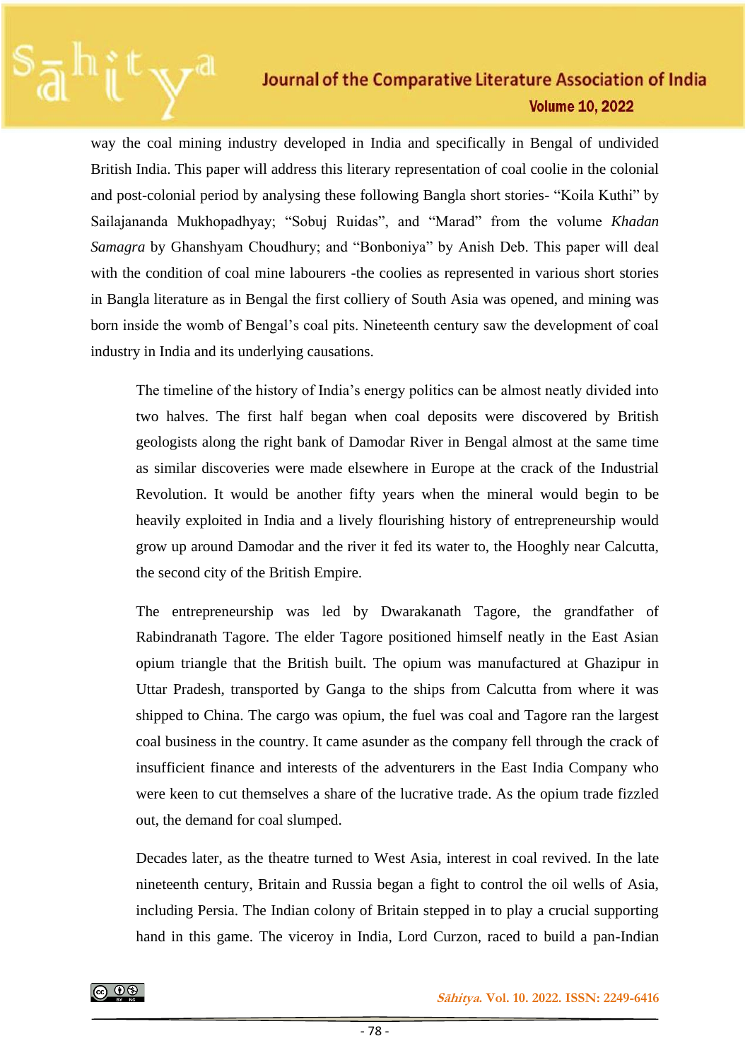way the coal mining industry developed in India and specifically in Bengal of undivided British India. This paper will address this literary representation of coal coolie in the colonial and post-colonial period by analysing these following Bangla short stories- "Koila Kuthi" by Sailajananda Mukhopadhyay; "Sobuj Ruidas", and "Marad" from the volume *Khadan Samagra* by Ghanshyam Choudhury; and "Bonboniya" by Anish Deb. This paper will deal with the condition of coal mine labourers -the coolies as represented in various short stories in Bangla literature as in Bengal the first colliery of South Asia was opened, and mining was born inside the womb of Bengal's coal pits. Nineteenth century saw the development of coal industry in India and its underlying causations.

> The timeline of the history of India's energy politics can be almost neatly divided into two halves. The first half began when coal deposits were discovered by British geologists along the right bank of Damodar River in Bengal almost at the same time as similar discoveries were made elsewhere in Europe at the crack of the Industrial Revolution. It would be another fifty years when the mineral would begin to be heavily exploited in India and a lively flourishing history of entrepreneurship would grow up around Damodar and the river it fed its water to, the Hooghly near Calcutta, the second city of the British Empire.
>
> The entrepreneurship was led by Dwarakanath Tagore, the grandfather of Rabindranath Tagore. The elder Tagore positioned himself neatly in the East Asian opium triangle that the British built. The opium was manufactured at Ghazipur in Uttar Pradesh, transported by Ganga to the ships from Calcutta from where it was shipped to China. The cargo was opium, the fuel was coal and Tagore ran the largest coal business in the country. It came asunder as the company fell through the crack of insufficient finance and interests of the adventurers in the East India Company who were keen to cut themselves a share of the lucrative trade. As the opium trade fizzled out, the demand for coal slumped.
>
> Decades later, as the theatre turned to West Asia, interest in coal revived. In the late nineteenth century, Britain and Russia began a fight to control the oil wells of Asia, including Persia. The Indian colony of Britain stepped in to play a crucial supporting hand in this game. The viceroy in India, Lord Curzon, raced to build a pan-Indian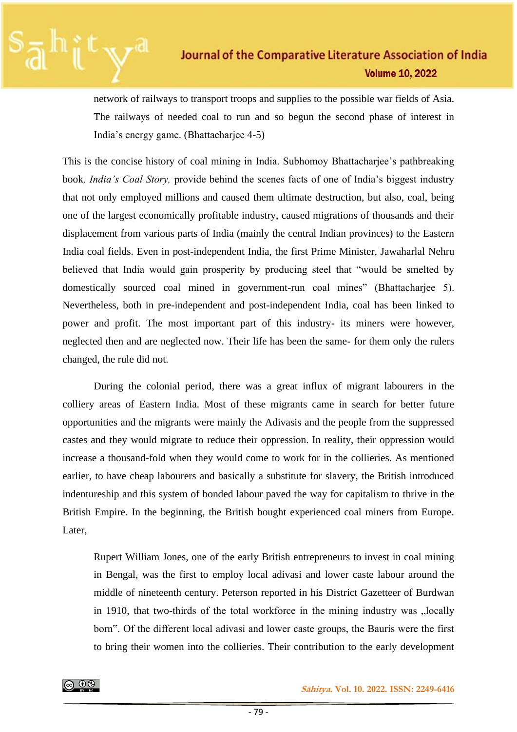> network of railways to transport troops and supplies to the possible war fields of Asia. The railways of needed coal to run and so begun the second phase of interest in India's energy game. (Bhattacharjee 4-5)

This is the concise history of coal mining in India. Subhomoy Bhattacharjee's pathbreaking book*, India's Coal Story,* provide behind the scenes facts of one of India's biggest industry that not only employed millions and caused them ultimate destruction, but also, coal, being one of the largest economically profitable industry, caused migrations of thousands and their displacement from various parts of India (mainly the central Indian provinces) to the Eastern India coal fields. Even in post-independent India, the first Prime Minister, Jawaharlal Nehru believed that India would gain prosperity by producing steel that "would be smelted by domestically sourced coal mined in government-run coal mines" (Bhattacharjee 5). Nevertheless, both in pre-independent and post-independent India, coal has been linked to power and profit. The most important part of this industry- its miners were however, neglected then and are neglected now. Their life has been the same- for them only the rulers changed, the rule did not.

During the colonial period, there was a great influx of migrant labourers in the colliery areas of Eastern India. Most of these migrants came in search for better future opportunities and the migrants were mainly the Adivasis and the people from the suppressed castes and they would migrate to reduce their oppression. In reality, their oppression would increase a thousand-fold when they would come to work for in the collieries. As mentioned earlier, to have cheap labourers and basically a substitute for slavery, the British introduced indentureship and this system of bonded labour paved the way for capitalism to thrive in the British Empire. In the beginning, the British bought experienced coal miners from Europe. Later,

> Rupert William Jones, one of the early British entrepreneurs to invest in coal mining in Bengal, was the first to employ local adivasi and lower caste labour around the middle of nineteenth century. Peterson reported in his District Gazetteer of Burdwan in 1910, that two-thirds of the total workforce in the mining industry was „locally born". Of the different local adivasi and lower caste groups, the Bauris were the first to bring their women into the collieries. Their contribution to the early development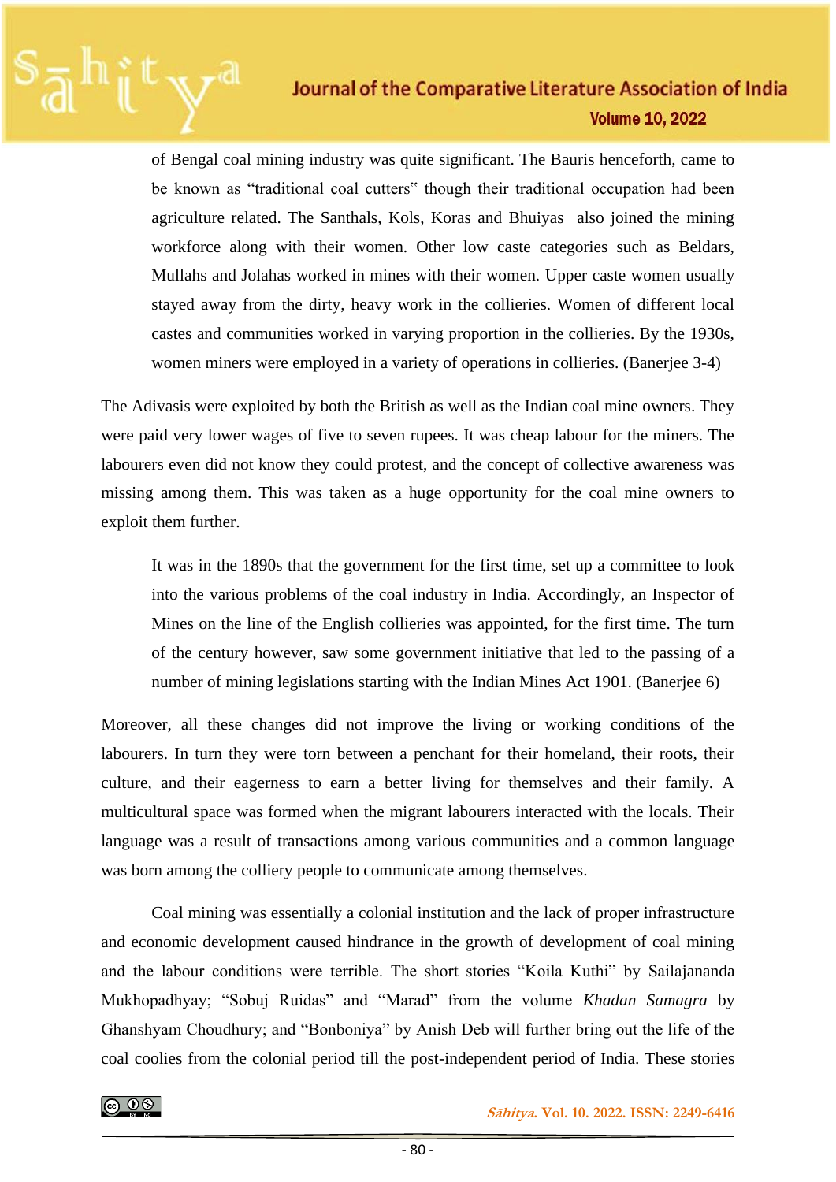of Bengal coal mining industry was quite significant. The Bauris henceforth, came to be known as "traditional coal cutters" though their traditional occupation had been agriculture related. The Santhals, Kols, Koras and Bhuiyas also joined the mining workforce along with their women. Other low caste categories such as Beldars, Mullahs and Jolahas worked in mines with their women. Upper caste women usually stayed away from the dirty, heavy work in the collieries. Women of different local castes and communities worked in varying proportion in the collieries. By the 1930s, women miners were employed in a variety of operations in collieries. (Banerjee 3-4)

The Adivasis were exploited by both the British as well as the Indian coal mine owners. They were paid very lower wages of five to seven rupees. It was cheap labour for the miners. The labourers even did not know they could protest, and the concept of collective awareness was missing among them. This was taken as a huge opportunity for the coal mine owners to exploit them further.

> It was in the 1890s that the government for the first time, set up a committee to look into the various problems of the coal industry in India. Accordingly, an Inspector of Mines on the line of the English collieries was appointed, for the first time. The turn of the century however, saw some government initiative that led to the passing of a number of mining legislations starting with the Indian Mines Act 1901. (Banerjee 6)

Moreover, all these changes did not improve the living or working conditions of the labourers. In turn they were torn between a penchant for their homeland, their roots, their culture, and their eagerness to earn a better living for themselves and their family. A multicultural space was formed when the migrant labourers interacted with the locals. Their language was a result of transactions among various communities and a common language was born among the colliery people to communicate among themselves.

Coal mining was essentially a colonial institution and the lack of proper infrastructure and economic development caused hindrance in the growth of development of coal mining and the labour conditions were terrible. The short stories "Koila Kuthi" by Sailajananda Mukhopadhyay; "Sobuj Ruidas" and "Marad" from the volume *Khadan Samagra* by Ghanshyam Choudhury; and "Bonboniya" by Anish Deb will further bring out the life of the coal coolies from the colonial period till the post-independent period of India. These stories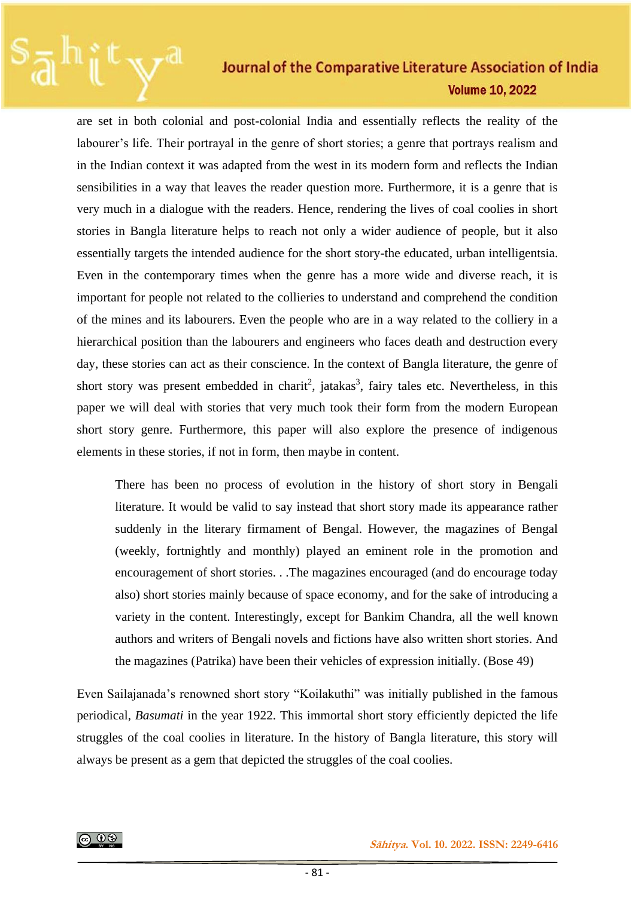are set in both colonial and post-colonial India and essentially reflects the reality of the labourer's life. Their portrayal in the genre of short stories; a genre that portrays realism and in the Indian context it was adapted from the west in its modern form and reflects the Indian sensibilities in a way that leaves the reader question more. Furthermore, it is a genre that is very much in a dialogue with the readers. Hence, rendering the lives of coal coolies in short stories in Bangla literature helps to reach not only a wider audience of people, but it also essentially targets the intended audience for the short story-the educated, urban intelligentsia. Even in the contemporary times when the genre has a more wide and diverse reach, it is important for people not related to the collieries to understand and comprehend the condition of the mines and its labourers. Even the people who are in a way related to the colliery in a hierarchical position than the labourers and engineers who faces death and destruction every day, these stories can act as their conscience. In the context of Bangla literature, the genre of short story was present embedded in charit[2], jatakas[3], fairy tales etc. Nevertheless, in this paper we will deal with stories that very much took their form from the modern European short story genre. Furthermore, this paper will also explore the presence of indigenous elements in these stories, if not in form, then maybe in content.

> There has been no process of evolution in the history of short story in Bengali literature. It would be valid to say instead that short story made its appearance rather suddenly in the literary firmament of Bengal. However, the magazines of Bengal (weekly, fortnightly and monthly) played an eminent role in the promotion and encouragement of short stories. . .The magazines encouraged (and do encourage today also) short stories mainly because of space economy, and for the sake of introducing a variety in the content. Interestingly, except for Bankim Chandra, all the well known authors and writers of Bengali novels and fictions have also written short stories. And the magazines (Patrika) have been their vehicles of expression initially. (Bose 49)

Even Sailajanada's renowned short story "Koilakuthi" was initially published in the famous periodical, *Basumati* in the year 1922. This immortal short story efficiently depicted the life struggles of the coal coolies in literature. In the history of Bangla literature, this story will always be present as a gem that depicted the struggles of the coal coolies.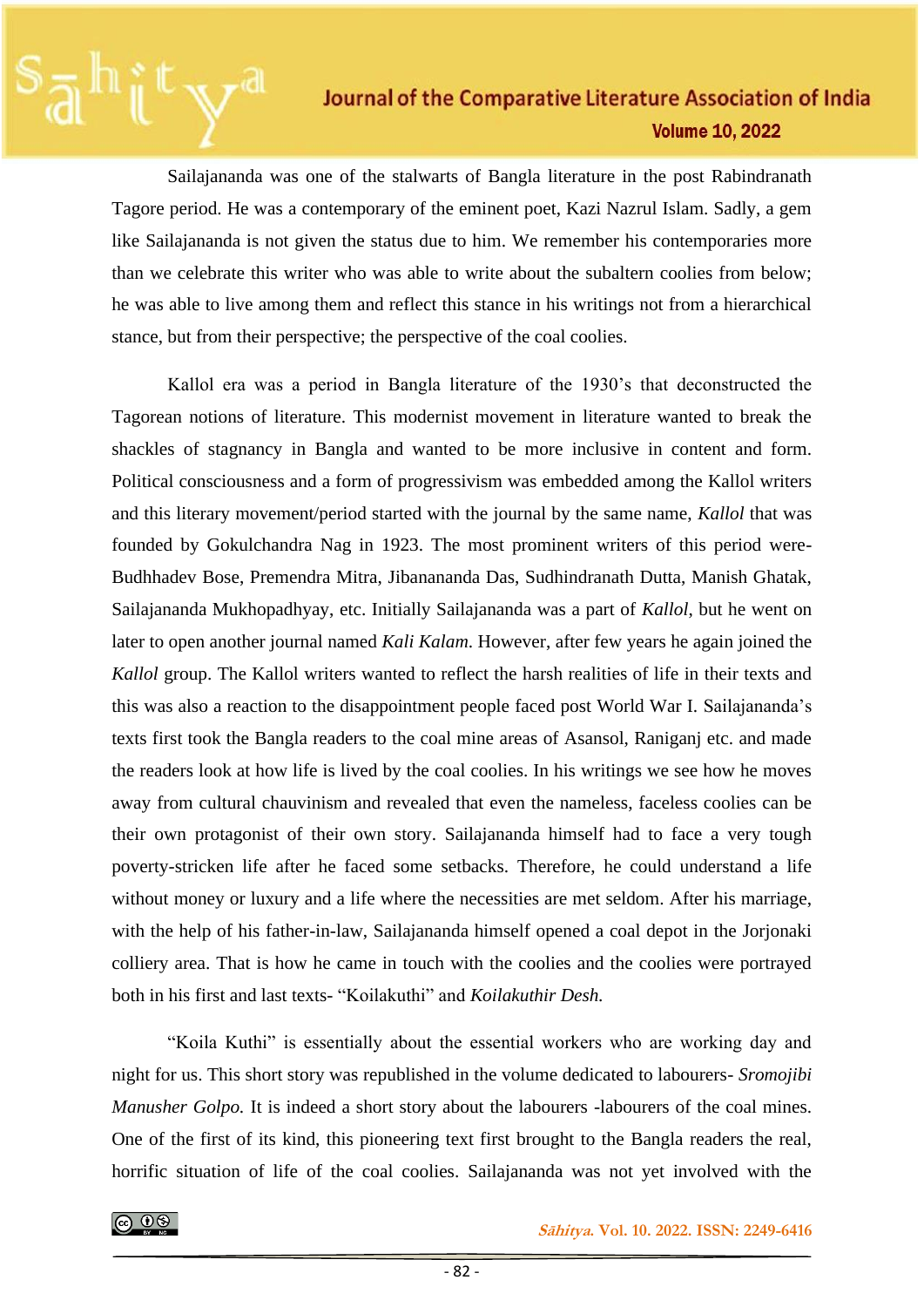Sailajananda was one of the stalwarts of Bangla literature in the post Rabindranath Tagore period. He was a contemporary of the eminent poet, Kazi Nazrul Islam. Sadly, a gem like Sailajananda is not given the status due to him. We remember his contemporaries more than we celebrate this writer who was able to write about the subaltern coolies from below; he was able to live among them and reflect this stance in his writings not from a hierarchical stance, but from their perspective; the perspective of the coal coolies.

Kallol era was a period in Bangla literature of the 1930's that deconstructed the Tagorean notions of literature. This modernist movement in literature wanted to break the shackles of stagnancy in Bangla and wanted to be more inclusive in content and form. Political consciousness and a form of progressivism was embedded among the Kallol writers and this literary movement/period started with the journal by the same name, *Kallol* that was founded by Gokulchandra Nag in 1923. The most prominent writers of this period were- Budhhadev Bose, Premendra Mitra, Jibanananda Das, Sudhindranath Dutta, Manish Ghatak, Sailajananda Mukhopadhyay, etc. Initially Sailajananda was a part of *Kallol*, but he went on later to open another journal named *Kali Kalam*. However, after few years he again joined the *Kallol* group. The Kallol writers wanted to reflect the harsh realities of life in their texts and this was also a reaction to the disappointment people faced post World War I. Sailajananda's texts first took the Bangla readers to the coal mine areas of Asansol, Raniganj etc. and made the readers look at how life is lived by the coal coolies. In his writings we see how he moves away from cultural chauvinism and revealed that even the nameless, faceless coolies can be their own protagonist of their own story. Sailajananda himself had to face a very tough poverty-stricken life after he faced some setbacks. Therefore, he could understand a life without money or luxury and a life where the necessities are met seldom. After his marriage, with the help of his father-in-law, Sailajananda himself opened a coal depot in the Jorjonaki colliery area. That is how he came in touch with the coolies and the coolies were portrayed both in his first and last texts- "Koilakuthi" and *Koilakuthir Desh.*

"Koila Kuthi" is essentially about the essential workers who are working day and night for us. This short story was republished in the volume dedicated to labourers- *Sromojibi Manusher Golpo.* It is indeed a short story about the labourers -labourers of the coal mines. One of the first of its kind, this pioneering text first brought to the Bangla readers the real, horrific situation of life of the coal coolies. Sailajananda was not yet involved with the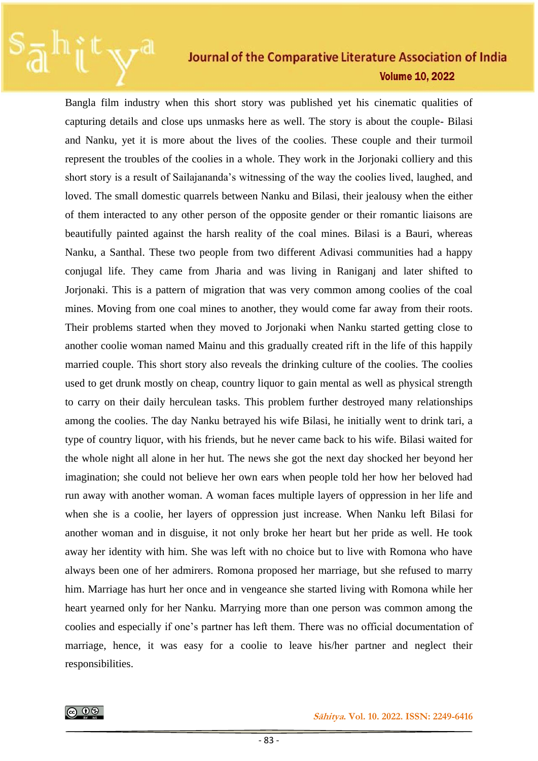Bangla film industry when this short story was published yet his cinematic qualities of capturing details and close ups unmasks here as well. The story is about the couple- Bilasi and Nanku, yet it is more about the lives of the coolies. These couple and their turmoil represent the troubles of the coolies in a whole. They work in the Jorjonaki colliery and this short story is a result of Sailajananda's witnessing of the way the coolies lived, laughed, and loved. The small domestic quarrels between Nanku and Bilasi, their jealousy when the either of them interacted to any other person of the opposite gender or their romantic liaisons are beautifully painted against the harsh reality of the coal mines. Bilasi is a Bauri, whereas Nanku, a Santhal. These two people from two different Adivasi communities had a happy conjugal life. They came from Jharia and was living in Raniganj and later shifted to Jorjonaki. This is a pattern of migration that was very common among coolies of the coal mines. Moving from one coal mines to another, they would come far away from their roots. Their problems started when they moved to Jorjonaki when Nanku started getting close to another coolie woman named Mainu and this gradually created rift in the life of this happily married couple. This short story also reveals the drinking culture of the coolies. The coolies used to get drunk mostly on cheap, country liquor to gain mental as well as physical strength to carry on their daily herculean tasks. This problem further destroyed many relationships among the coolies. The day Nanku betrayed his wife Bilasi, he initially went to drink tari, a type of country liquor, with his friends, but he never came back to his wife. Bilasi waited for the whole night all alone in her hut. The news she got the next day shocked her beyond her imagination; she could not believe her own ears when people told her how her beloved had run away with another woman. A woman faces multiple layers of oppression in her life and when she is a coolie, her layers of oppression just increase. When Nanku left Bilasi for another woman and in disguise, it not only broke her heart but her pride as well. He took away her identity with him. She was left with no choice but to live with Romona who have always been one of her admirers. Romona proposed her marriage, but she refused to marry him. Marriage has hurt her once and in vengeance she started living with Romona while her heart yearned only for her Nanku. Marrying more than one person was common among the coolies and especially if one's partner has left them. There was no official documentation of marriage, hence, it was easy for a coolie to leave his/her partner and neglect their responsibilities.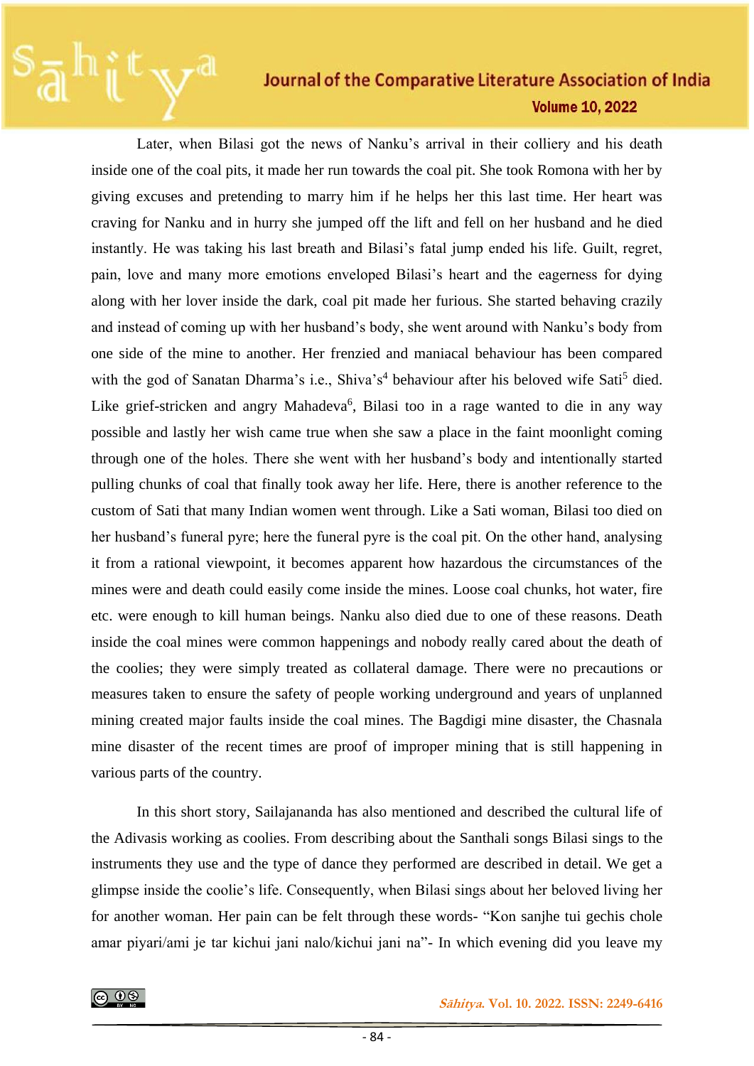Later, when Bilasi got the news of Nanku's arrival in their colliery and his death inside one of the coal pits, it made her run towards the coal pit. She took Romona with her by giving excuses and pretending to marry him if he helps her this last time. Her heart was craving for Nanku and in hurry she jumped off the lift and fell on her husband and he died instantly. He was taking his last breath and Bilasi's fatal jump ended his life. Guilt, regret, pain, love and many more emotions enveloped Bilasi's heart and the eagerness for dying along with her lover inside the dark, coal pit made her furious. She started behaving crazily and instead of coming up with her husband's body, she went around with Nanku's body from one side of the mine to another. Her frenzied and maniacal behaviour has been compared with the god of Sanatan Dharma's i.e., Shiva's[4] behaviour after his beloved wife Sati[5] died. Like grief-stricken and angry Mahadeva[6], Bilasi too in a rage wanted to die in any way possible and lastly her wish came true when she saw a place in the faint moonlight coming through one of the holes. There she went with her husband's body and intentionally started pulling chunks of coal that finally took away her life. Here, there is another reference to the custom of Sati that many Indian women went through. Like a Sati woman, Bilasi too died on her husband's funeral pyre; here the funeral pyre is the coal pit. On the other hand, analysing it from a rational viewpoint, it becomes apparent how hazardous the circumstances of the mines were and death could easily come inside the mines. Loose coal chunks, hot water, fire etc. were enough to kill human beings. Nanku also died due to one of these reasons. Death inside the coal mines were common happenings and nobody really cared about the death of the coolies; they were simply treated as collateral damage. There were no precautions or measures taken to ensure the safety of people working underground and years of unplanned mining created major faults inside the coal mines. The Bagdigi mine disaster, the Chasnala mine disaster of the recent times are proof of improper mining that is still happening in various parts of the country.

In this short story, Sailajananda has also mentioned and described the cultural life of the Adivasis working as coolies. From describing about the Santhali songs Bilasi sings to the instruments they use and the type of dance they performed are described in detail. We get a glimpse inside the coolie's life. Consequently, when Bilasi sings about her beloved living her for another woman. Her pain can be felt through these words- "Kon sanjhe tui gechis chole amar piyari/ami je tar kichui jani nalo/kichui jani na"- In which evening did you leave my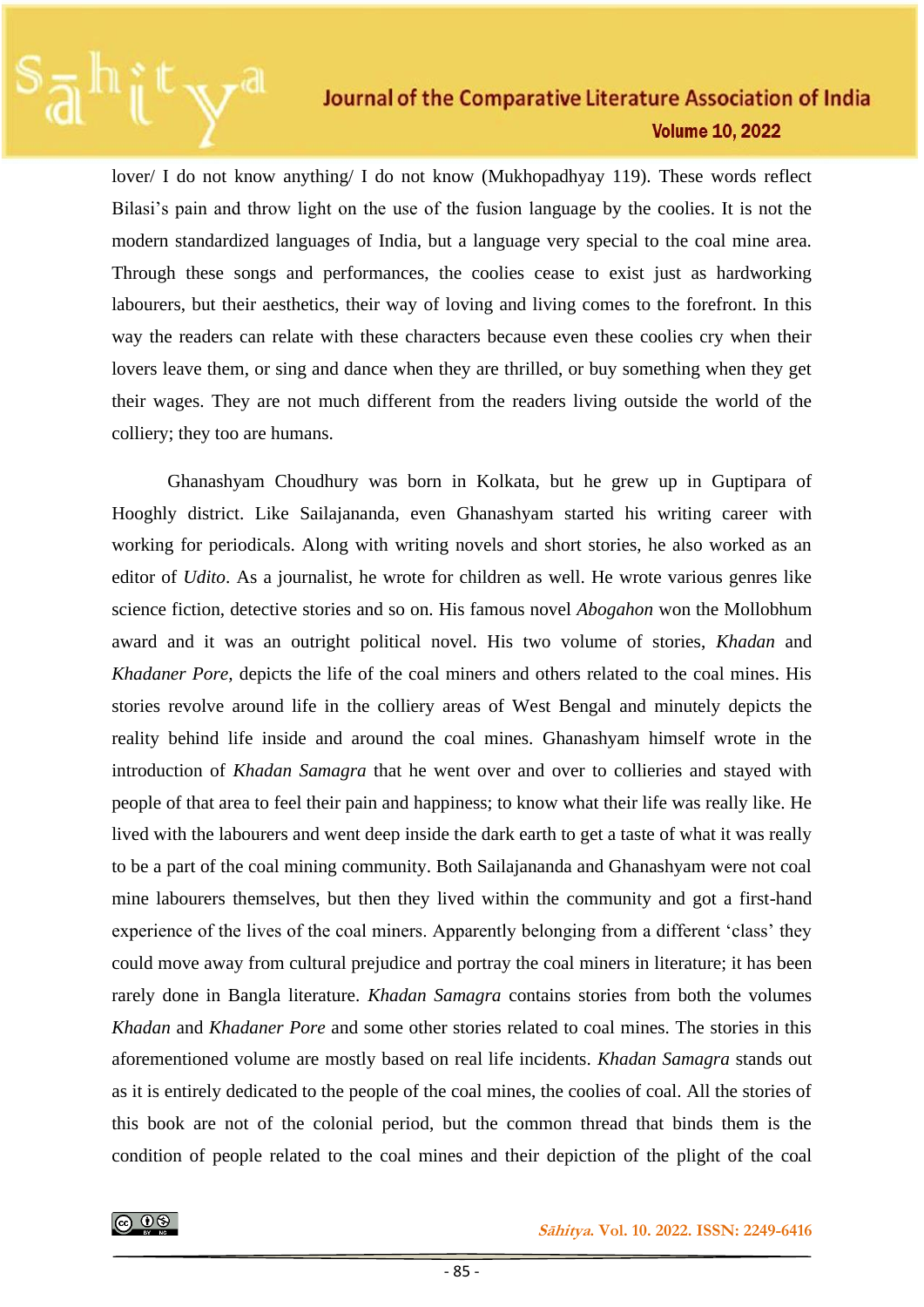lover/ I do not know anything/ I do not know (Mukhopadhyay 119). These words reflect Bilasi's pain and throw light on the use of the fusion language by the coolies. It is not the modern standardized languages of India, but a language very special to the coal mine area. Through these songs and performances, the coolies cease to exist just as hardworking labourers, but their aesthetics, their way of loving and living comes to the forefront. In this way the readers can relate with these characters because even these coolies cry when their lovers leave them, or sing and dance when they are thrilled, or buy something when they get their wages. They are not much different from the readers living outside the world of the colliery; they too are humans.

Ghanashyam Choudhury was born in Kolkata, but he grew up in Guptipara of Hooghly district. Like Sailajananda, even Ghanashyam started his writing career with working for periodicals. Along with writing novels and short stories, he also worked as an editor of *Udito*. As a journalist, he wrote for children as well. He wrote various genres like science fiction, detective stories and so on. His famous novel *Abogahon* won the Mollobhum award and it was an outright political novel. His two volume of stories, *Khadan* and *Khadaner Pore*, depicts the life of the coal miners and others related to the coal mines. His stories revolve around life in the colliery areas of West Bengal and minutely depicts the reality behind life inside and around the coal mines. Ghanashyam himself wrote in the introduction of *Khadan Samagra* that he went over and over to collieries and stayed with people of that area to feel their pain and happiness; to know what their life was really like. He lived with the labourers and went deep inside the dark earth to get a taste of what it was really to be a part of the coal mining community. Both Sailajananda and Ghanashyam were not coal mine labourers themselves, but then they lived within the community and got a first-hand experience of the lives of the coal miners. Apparently belonging from a different 'class' they could move away from cultural prejudice and portray the coal miners in literature; it has been rarely done in Bangla literature. *Khadan Samagra* contains stories from both the volumes *Khadan* and *Khadaner Pore* and some other stories related to coal mines. The stories in this aforementioned volume are mostly based on real life incidents. *Khadan Samagra* stands out as it is entirely dedicated to the people of the coal mines, the coolies of coal. All the stories of this book are not of the colonial period, but the common thread that binds them is the condition of people related to the coal mines and their depiction of the plight of the coal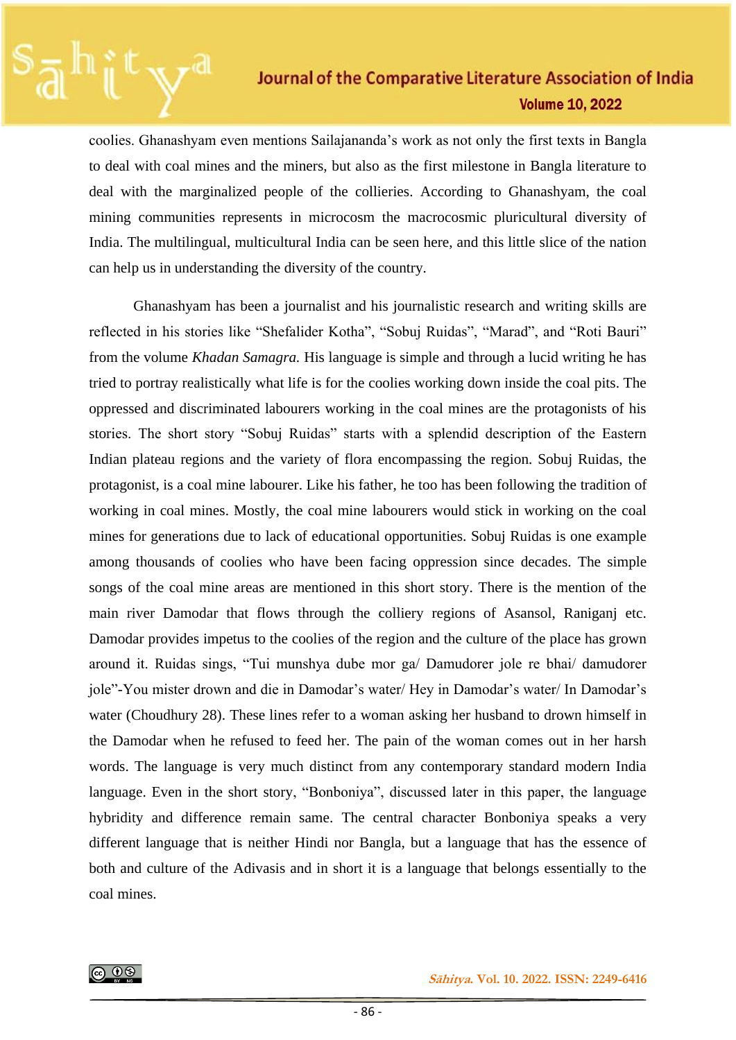coolies. Ghanashyam even mentions Sailajananda's work as not only the first texts in Bangla to deal with coal mines and the miners, but also as the first milestone in Bangla literature to deal with the marginalized people of the collieries. According to Ghanashyam, the coal mining communities represents in microcosm the macrocosmic pluricultural diversity of India. The multilingual, multicultural India can be seen here, and this little slice of the nation can help us in understanding the diversity of the country.

Ghanashyam has been a journalist and his journalistic research and writing skills are reflected in his stories like "Shefalider Kotha", "Sobuj Ruidas", "Marad", and "Roti Bauri" from the volume *Khadan Samagra*. His language is simple and through a lucid writing he has tried to portray realistically what life is for the coolies working down inside the coal pits. The oppressed and discriminated labourers working in the coal mines are the protagonists of his stories. The short story "Sobuj Ruidas" starts with a splendid description of the Eastern Indian plateau regions and the variety of flora encompassing the region. Sobuj Ruidas, the protagonist, is a coal mine labourer. Like his father, he too has been following the tradition of working in coal mines. Mostly, the coal mine labourers would stick in working on the coal mines for generations due to lack of educational opportunities. Sobuj Ruidas is one example among thousands of coolies who have been facing oppression since decades. The simple songs of the coal mine areas are mentioned in this short story. There is the mention of the main river Damodar that flows through the colliery regions of Asansol, Raniganj etc. Damodar provides impetus to the coolies of the region and the culture of the place has grown around it. Ruidas sings, "Tui munshya dube mor ga/ Damudorer jole re bhai/ damudorer jole"-You mister drown and die in Damodar's water/ Hey in Damodar's water/ In Damodar's water (Choudhury 28). These lines refer to a woman asking her husband to drown himself in the Damodar when he refused to feed her. The pain of the woman comes out in her harsh words. The language is very much distinct from any contemporary standard modern India language. Even in the short story, "Bonboniya", discussed later in this paper, the language hybridity and difference remain same. The central character Bonboniya speaks a very different language that is neither Hindi nor Bangla, but a language that has the essence of both and culture of the Adivasis and in short it is a language that belongs essentially to the coal mines.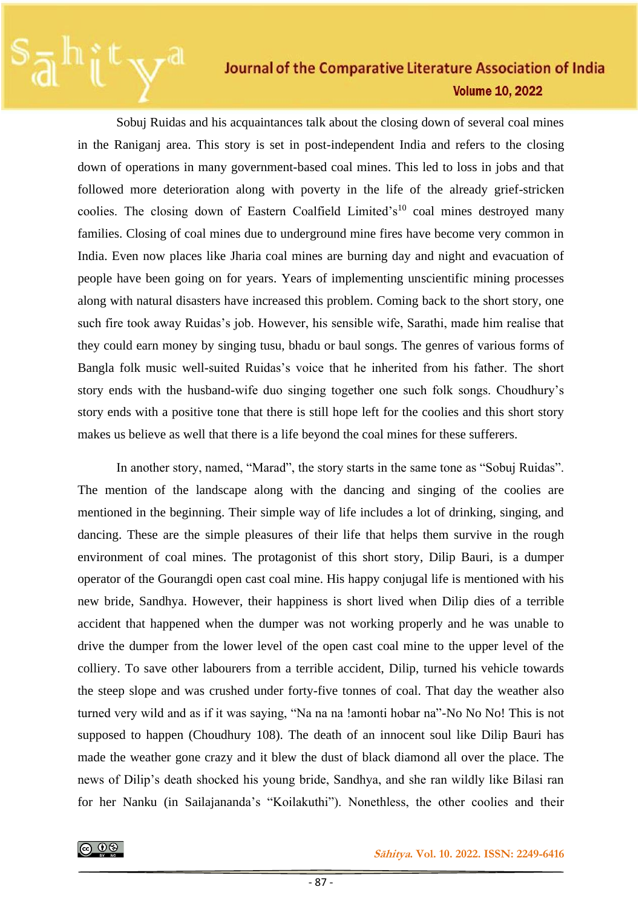Sobuj Ruidas and his acquaintances talk about the closing down of several coal mines in the Raniganj area. This story is set in post-independent India and refers to the closing down of operations in many government-based coal mines. This led to loss in jobs and that followed more deterioration along with poverty in the life of the already grief-stricken coolies. The closing down of Eastern Coalfield Limited's[10] coal mines destroyed many families. Closing of coal mines due to underground mine fires have become very common in India. Even now places like Jharia coal mines are burning day and night and evacuation of people have been going on for years. Years of implementing unscientific mining processes along with natural disasters have increased this problem. Coming back to the short story, one such fire took away Ruidas's job. However, his sensible wife, Sarathi, made him realise that they could earn money by singing tusu, bhadu or baul songs. The genres of various forms of Bangla folk music well-suited Ruidas's voice that he inherited from his father. The short story ends with the husband-wife duo singing together one such folk songs. Choudhury's story ends with a positive tone that there is still hope left for the coolies and this short story makes us believe as well that there is a life beyond the coal mines for these sufferers.

In another story, named, "Marad", the story starts in the same tone as "Sobuj Ruidas". The mention of the landscape along with the dancing and singing of the coolies are mentioned in the beginning. Their simple way of life includes a lot of drinking, singing, and dancing. These are the simple pleasures of their life that helps them survive in the rough environment of coal mines. The protagonist of this short story, Dilip Bauri, is a dumper operator of the Gourangdi open cast coal mine. His happy conjugal life is mentioned with his new bride, Sandhya. However, their happiness is short lived when Dilip dies of a terrible accident that happened when the dumper was not working properly and he was unable to drive the dumper from the lower level of the open cast coal mine to the upper level of the colliery. To save other labourers from a terrible accident, Dilip, turned his vehicle towards the steep slope and was crushed under forty-five tonnes of coal. That day the weather also turned very wild and as if it was saying, "Na na na !amonti hobar na"-No No No! This is not supposed to happen (Choudhury 108). The death of an innocent soul like Dilip Bauri has made the weather gone crazy and it blew the dust of black diamond all over the place. The news of Dilip's death shocked his young bride, Sandhya, and she ran wildly like Bilasi ran for her Nanku (in Sailajananda's "Koilakuthi"). Nonethless, the other coolies and their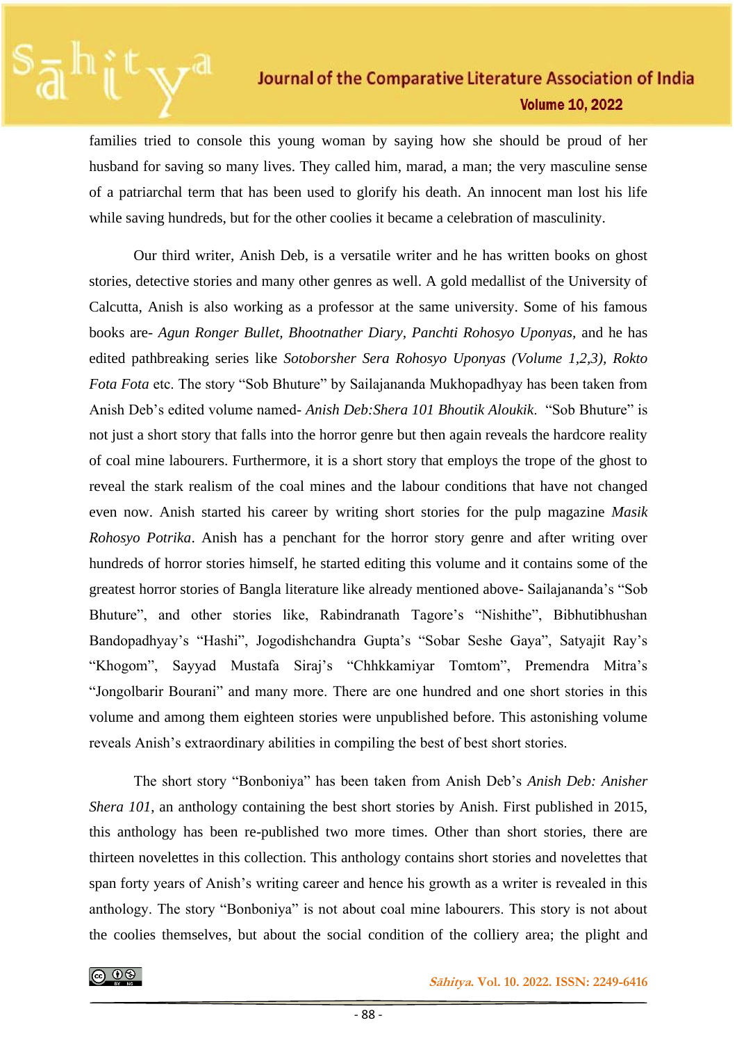families tried to console this young woman by saying how she should be proud of her husband for saving so many lives. They called him, marad, a man; the very masculine sense of a patriarchal term that has been used to glorify his death. An innocent man lost his life while saving hundreds, but for the other coolies it became a celebration of masculinity.

Our third writer, Anish Deb, is a versatile writer and he has written books on ghost stories, detective stories and many other genres as well. A gold medallist of the University of Calcutta, Anish is also working as a professor at the same university. Some of his famous books are- *Agun Ronger Bullet*, *Bhootnather Diary*, *Panchti Rohosyo Uponyas,* and he has edited pathbreaking series like *Sotoborsher Sera Rohosyo Uponyas (Volume 1,2,3), Rokto Fota Fota* etc. The story "Sob Bhuture" by Sailajananda Mukhopadhyay has been taken from Anish Deb's edited volume named- *Anish Deb:Shera 101 Bhoutik Aloukik*. "Sob Bhuture" is not just a short story that falls into the horror genre but then again reveals the hardcore reality of coal mine labourers. Furthermore, it is a short story that employs the trope of the ghost to reveal the stark realism of the coal mines and the labour conditions that have not changed even now. Anish started his career by writing short stories for the pulp magazine *Masik Rohosyo Potrika*. Anish has a penchant for the horror story genre and after writing over hundreds of horror stories himself, he started editing this volume and it contains some of the greatest horror stories of Bangla literature like already mentioned above- Sailajananda's "Sob Bhuture", and other stories like, Rabindranath Tagore's "Nishithe", Bibhutibhushan Bandopadhyay's "Hashi", Jogodishchandra Gupta's "Sobar Seshe Gaya", Satyajit Ray's "Khogom", Sayyad Mustafa Siraj's "Chhkkamiyar Tomtom", Premendra Mitra's "Jongolbarir Bourani" and many more. There are one hundred and one short stories in this volume and among them eighteen stories were unpublished before. This astonishing volume reveals Anish's extraordinary abilities in compiling the best of best short stories.

The short story "Bonboniya" has been taken from Anish Deb's *Anish Deb: Anisher Shera 101*, an anthology containing the best short stories by Anish. First published in 2015, this anthology has been re-published two more times. Other than short stories, there are thirteen novelettes in this collection. This anthology contains short stories and novelettes that span forty years of Anish's writing career and hence his growth as a writer is revealed in this anthology. The story "Bonboniya" is not about coal mine labourers. This story is not about the coolies themselves, but about the social condition of the colliery area; the plight and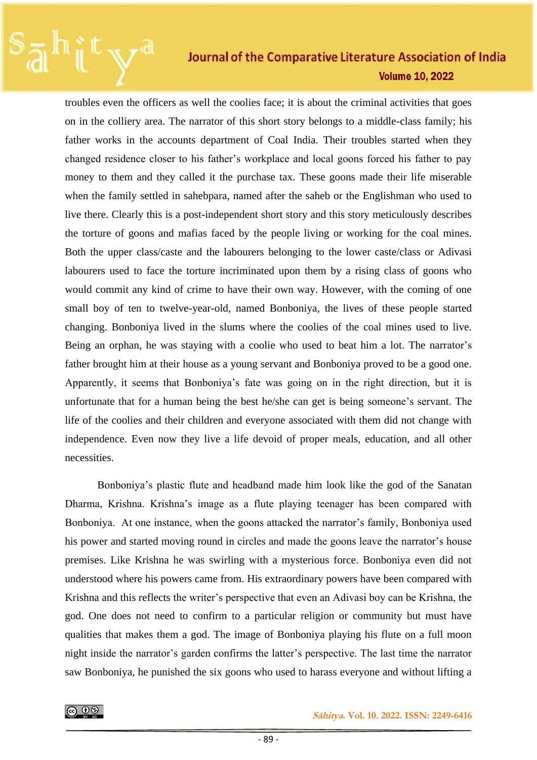troubles even the officers as well the coolies face; it is about the criminal activities that goes on in the colliery area. The narrator of this short story belongs to a middle-class family; his father works in the accounts department of Coal India. Their troubles started when they changed residence closer to his father's workplace and local goons forced his father to pay money to them and they called it the purchase tax. These goons made their life miserable when the family settled in sahebpara, named after the saheb or the Englishman who used to live there. Clearly this is a post-independent short story and this story meticulously describes the torture of goons and mafias faced by the people living or working for the coal mines. Both the upper class/caste and the labourers belonging to the lower caste/class or Adivasi labourers used to face the torture incriminated upon them by a rising class of goons who would commit any kind of crime to have their own way. However, with the coming of one small boy of ten to twelve-year-old, named Bonboniya, the lives of these people started changing. Bonboniya lived in the slums where the coolies of the coal mines used to live. Being an orphan, he was staying with a coolie who used to beat him a lot. The narrator's father brought him at their house as a young servant and Bonboniya proved to be a good one. Apparently, it seems that Bonboniya's fate was going on in the right direction, but it is unfortunate that for a human being the best he/she can get is being someone's servant. The life of the coolies and their children and everyone associated with them did not change with independence. Even now they live a life devoid of proper meals, education, and all other necessities.

Bonboniya's plastic flute and headband made him look like the god of the Sanatan Dharma, Krishna. Krishna's image as a flute playing teenager has been compared with Bonboniya. At one instance, when the goons attacked the narrator's family, Bonboniya used his power and started moving round in circles and made the goons leave the narrator's house premises. Like Krishna he was swirling with a mysterious force. Bonboniya even did not understood where his powers came from. His extraordinary powers have been compared with Krishna and this reflects the writer's perspective that even an Adivasi boy can be Krishna, the god. One does not need to confirm to a particular religion or community but must have qualities that makes them a god. The image of Bonboniya playing his flute on a full moon night inside the narrator's garden confirms the latter's perspective. The last time the narrator saw Bonboniya, he punished the six goons who used to harass everyone and without lifting a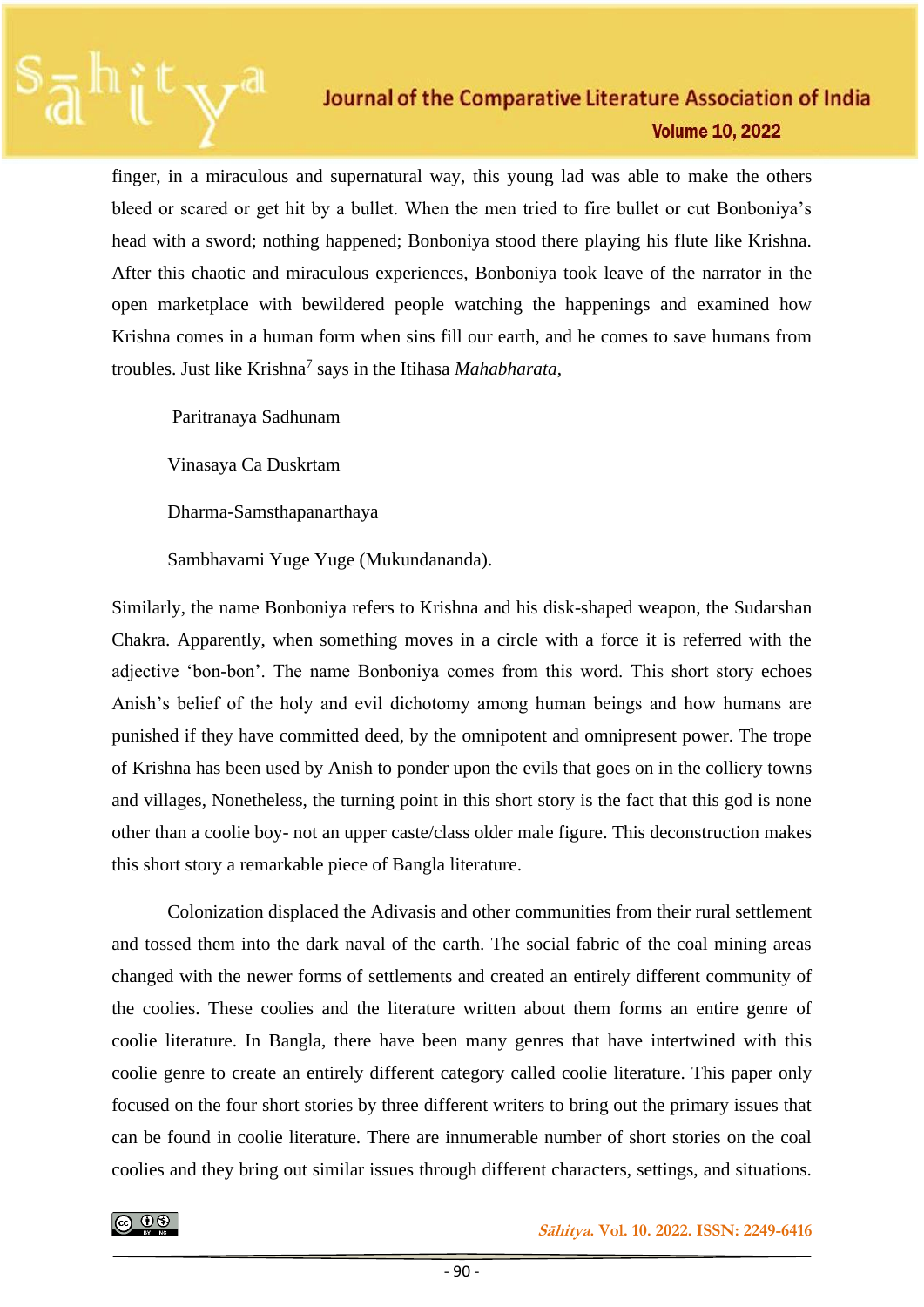finger, in a miraculous and supernatural way, this young lad was able to make the others bleed or scared or get hit by a bullet. When the men tried to fire bullet or cut Bonboniya's head with a sword; nothing happened; Bonboniya stood there playing his flute like Krishna. After this chaotic and miraculous experiences, Bonboniya took leave of the narrator in the open marketplace with bewildered people watching the happenings and examined how Krishna comes in a human form when sins fill our earth, and he comes to save humans from troubles. Just like Krishna[7] says in the Itihasa *Mahabharata*,

> Paritranaya Sadhunam
>
> Vinasaya Ca Duskrtam
>
> Dharma-Samsthapanarthaya
>
> Sambhavami Yuge Yuge (Mukundananda).

Similarly, the name Bonboniya refers to Krishna and his disk-shaped weapon, the Sudarshan Chakra. Apparently, when something moves in a circle with a force it is referred with the adjective 'bon-bon'. The name Bonboniya comes from this word. This short story echoes Anish's belief of the holy and evil dichotomy among human beings and how humans are punished if they have committed deed, by the omnipotent and omnipresent power. The trope of Krishna has been used by Anish to ponder upon the evils that goes on in the colliery towns and villages, Nonetheless, the turning point in this short story is the fact that this god is none other than a coolie boy- not an upper caste/class older male figure. This deconstruction makes this short story a remarkable piece of Bangla literature.

Colonization displaced the Adivasis and other communities from their rural settlement and tossed them into the dark naval of the earth. The social fabric of the coal mining areas changed with the newer forms of settlements and created an entirely different community of the coolies. These coolies and the literature written about them forms an entire genre of coolie literature. In Bangla, there have been many genres that have intertwined with this coolie genre to create an entirely different category called coolie literature. This paper only focused on the four short stories by three different writers to bring out the primary issues that can be found in coolie literature. There are innumerable number of short stories on the coal coolies and they bring out similar issues through different characters, settings, and situations.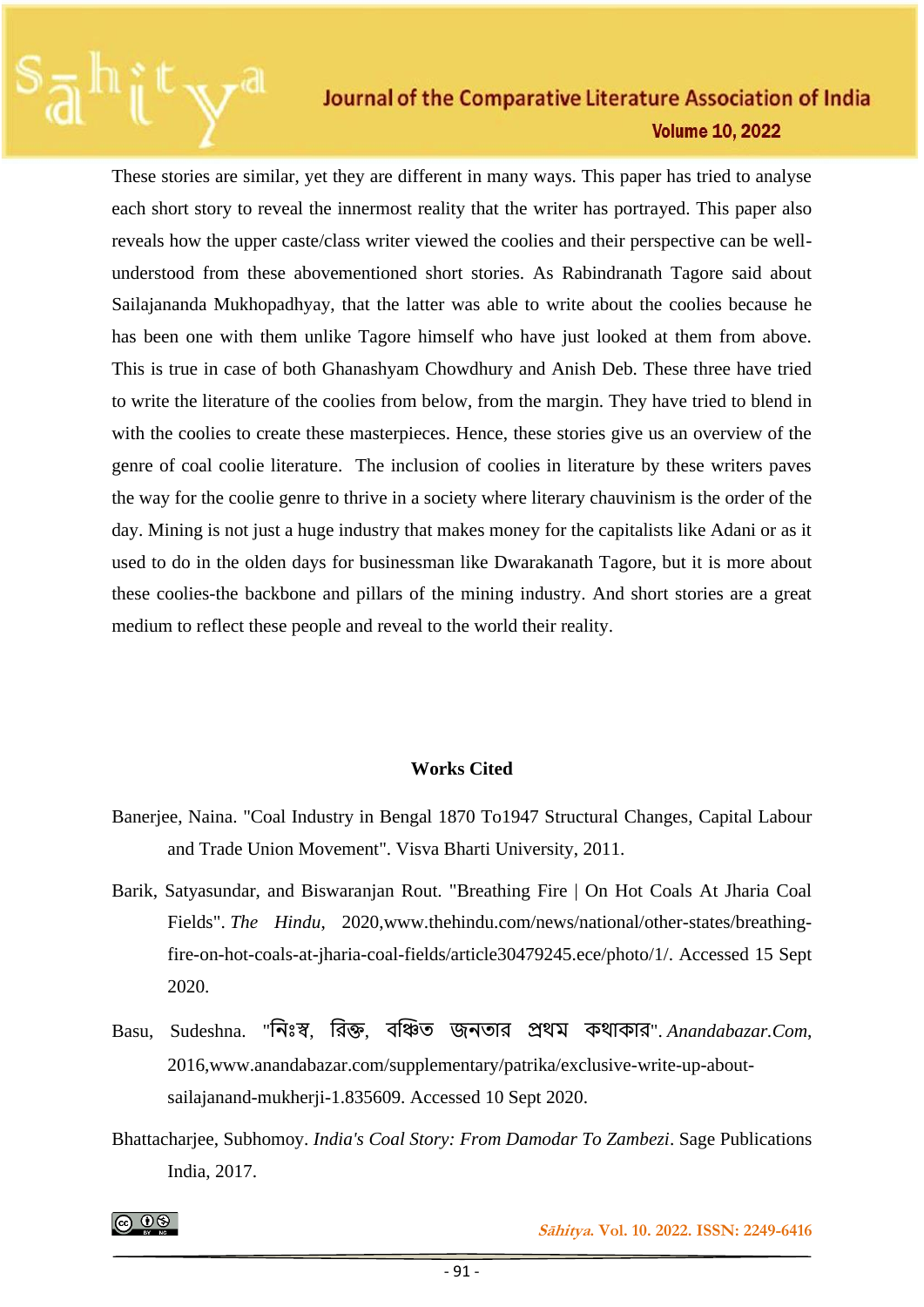These stories are similar, yet they are different in many ways. This paper has tried to analyse each short story to reveal the innermost reality that the writer has portrayed. This paper also reveals how the upper caste/class writer viewed the coolies and their perspective can be well-understood from these abovementioned short stories. As Rabindranath Tagore said about Sailajananda Mukhopadhyay, that the latter was able to write about the coolies because he has been one with them unlike Tagore himself who have just looked at them from above. This is true in case of both Ghanashyam Chowdhury and Anish Deb. These three have tried to write the literature of the coolies from below, from the margin. They have tried to blend in with the coolies to create these masterpieces. Hence, these stories give us an overview of the genre of coal coolie literature. The inclusion of coolies in literature by these writers paves the way for the coolie genre to thrive in a society where literary chauvinism is the order of the day. Mining is not just a huge industry that makes money for the capitalists like Adani or as it used to do in the olden days for businessman like Dwarakanath Tagore, but it is more about these coolies-the backbone and pillars of the mining industry. And short stories are a great medium to reflect these people and reveal to the world their reality.

## Works Cited

Banerjee, Naina. "Coal Industry in Bengal 1870 To1947 Structural Changes, Capital Labour and Trade Union Movement". Visva Bharti University, 2011.

Barik, Satyasundar, and Biswaranjan Rout. "Breathing Fire | On Hot Coals At Jharia Coal Fields". *The Hindu*, 2020,www.thehindu.com/news/national/other-states/breathing-fire-on-hot-coals-at-jharia-coal-fields/article30479245.ece/photo/1/. Accessed 15 Sept 2020.

Basu, Sudeshna. "নিঃস্ব, রিক্ত, বঞ্চিত জনতার প্রথম কথাকার". *Anandabazar.Com*, 2016,www.anandabazar.com/supplementary/patrika/exclusive-write-up-about-sailajanand-mukherji-1.835609. Accessed 10 Sept 2020.

Bhattacharjee, Subhomoy. *India's Coal Story: From Damodar To Zambezi*. Sage Publications India, 2017.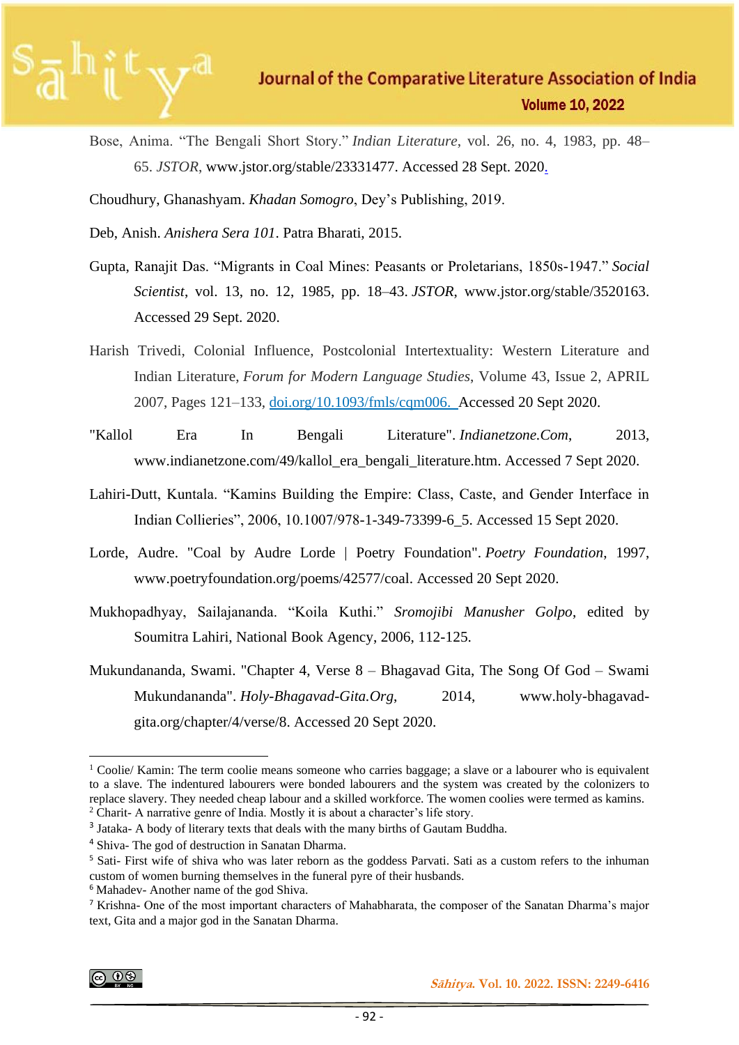Bose, Anima. “The Bengali Short Story.” *Indian Literature*, vol. 26, no. 4, 1983, pp. 48–65. *JSTOR*, www.jstor.org/stable/23331477. Accessed 28 Sept. 2020.

Choudhury, Ghanashyam. *Khadan Somogro*, Dey’s Publishing, 2019.

Deb, Anish. *Anishera Sera 101*. Patra Bharati, 2015.

Gupta, Ranajit Das. “Migrants in Coal Mines: Peasants or Proletarians, 1850s-1947.” *Social Scientist*, vol. 13, no. 12, 1985, pp. 18–43. *JSTOR*, www.jstor.org/stable/3520163. Accessed 29 Sept. 2020.

Harish Trivedi, Colonial Influence, Postcolonial Intertextuality: Western Literature and Indian Literature, *Forum for Modern Language Studies*, Volume 43, Issue 2, APRIL 2007, Pages 121–133, doi.org/10.1093/fmls/cqm006. Accessed 20 Sept 2020.

"Kallol Era In Bengali Literature". *Indianetzone.Com*, 2013, www.indianetzone.com/49/kallol_era_bengali_literature.htm. Accessed 7 Sept 2020.

Lahiri-Dutt, Kuntala. “Kamins Building the Empire: Class, Caste, and Gender Interface in Indian Collieries”, 2006, 10.1007/978-1-349-73399-6_5. Accessed 15 Sept 2020.

Lorde, Audre. "Coal by Audre Lorde | Poetry Foundation". *Poetry Foundation*, 1997, www.poetryfoundation.org/poems/42577/coal. Accessed 20 Sept 2020.

Mukhopadhyay, Sailajananda. “Koila Kuthi.” *Sromojibi Manusher Golpo*, edited by Soumitra Lahiri, National Book Agency, 2006, 112-125.

Mukundananda, Swami. "Chapter 4, Verse 8 – Bhagavad Gita, The Song Of God – Swami Mukundananda". *Holy-Bhagavad-Gita.Org*, 2014, www.holy-bhagavad-gita.org/chapter/4/verse/8. Accessed 20 Sept 2020.

---

[1] Coolie/ Kamin: The term coolie means someone who carries baggage; a slave or a labourer who is equivalent to a slave. The indentured labourers were bonded labourers and the system was created by the colonizers to replace slavery. They needed cheap labour and a skilled workforce. The women coolies were termed as kamins.

[2] Charit- A narrative genre of India. Mostly it is about a character’s life story.

[3] Jataka- A body of literary texts that deals with the many births of Gautam Buddha.

[4] Shiva- The god of destruction in Sanatan Dharma.

[5] Sati- First wife of shiva who was later reborn as the goddess Parvati. Sati as a custom refers to the inhuman custom of women burning themselves in the funeral pyre of their husbands.

[6] Mahadev- Another name of the god Shiva.

[7] Krishna- One of the most important characters of Mahabharata, the composer of the Sanatan Dharma’s major text, Gita and a major god in the Sanatan Dharma.